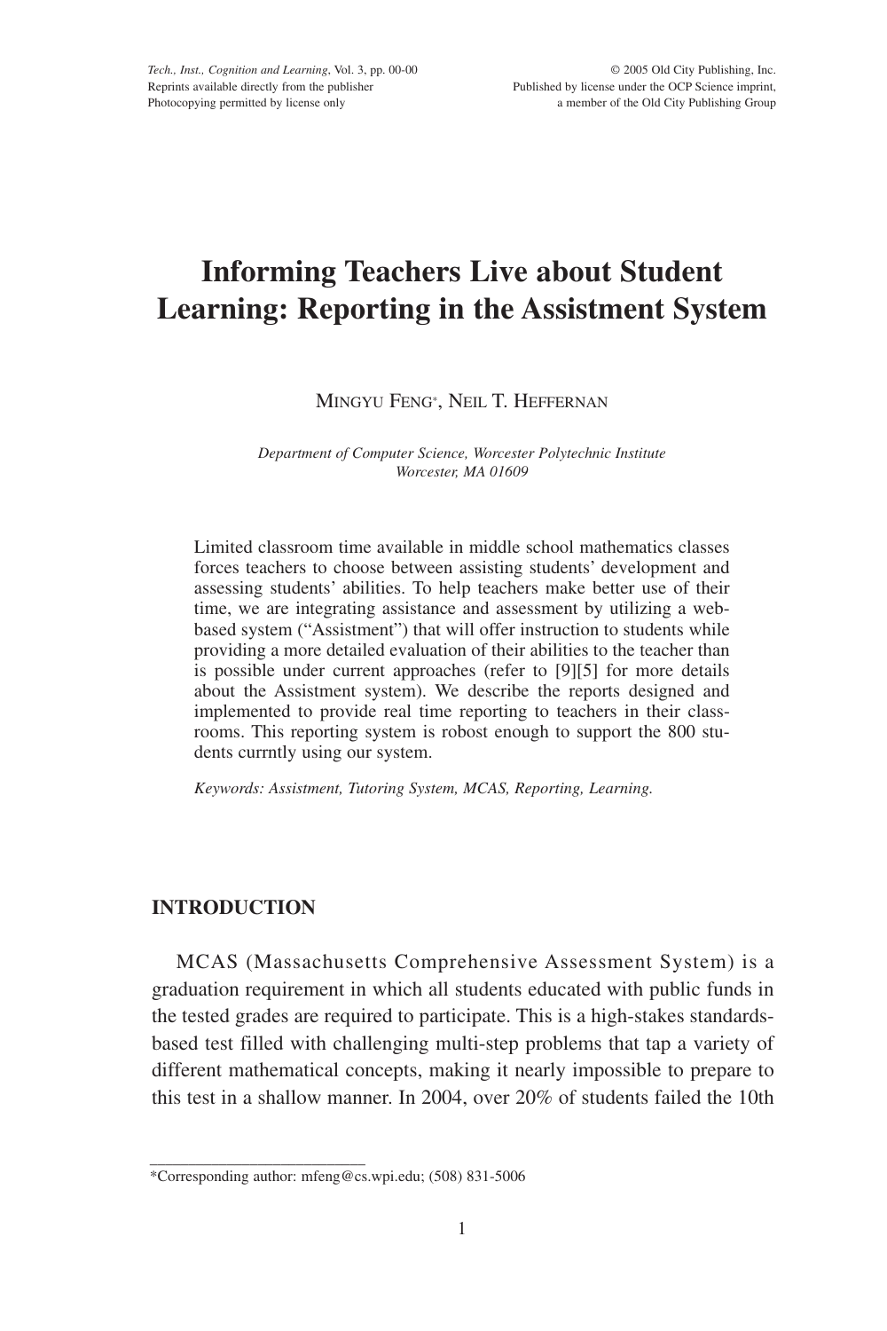# Informing Teachers Live about Student Learning: Reporting in the Assistment System

MINGYU FENG*, NEIL T. HEFFERNAN

*Department of Computer Science, Worcester Polytechnic Institute*
*Worcester, MA 01609*

Limited classroom time available in middle school mathematics classes forces teachers to choose between assisting students' development and assessing students' abilities. To help teachers make better use of their time, we are integrating assistance and assessment by utilizing a web-based system ("Assistment") that will offer instruction to students while providing a more detailed evaluation of their abilities to the teacher than is possible under current approaches (refer to [9][5] for more details about the Assistment system). We describe the reports designed and implemented to provide real time reporting to teachers in their classrooms. This reporting system is robost enough to support the 800 students currntly using our system.

*Keywords: Assistment, Tutoring System, MCAS, Reporting, Learning.*

## INTRODUCTION

MCAS (Massachusetts Comprehensive Assessment System) is a graduation requirement in which all students educated with public funds in the tested grades are required to participate. This is a high-stakes standards-based test filled with challenging multi-step problems that tap a variety of different mathematical concepts, making it nearly impossible to prepare to this test in a shallow manner. In 2004, over 20% of students failed the 10th

---

*Corresponding author: mfeng@cs.wpi.edu; (508) 831-5006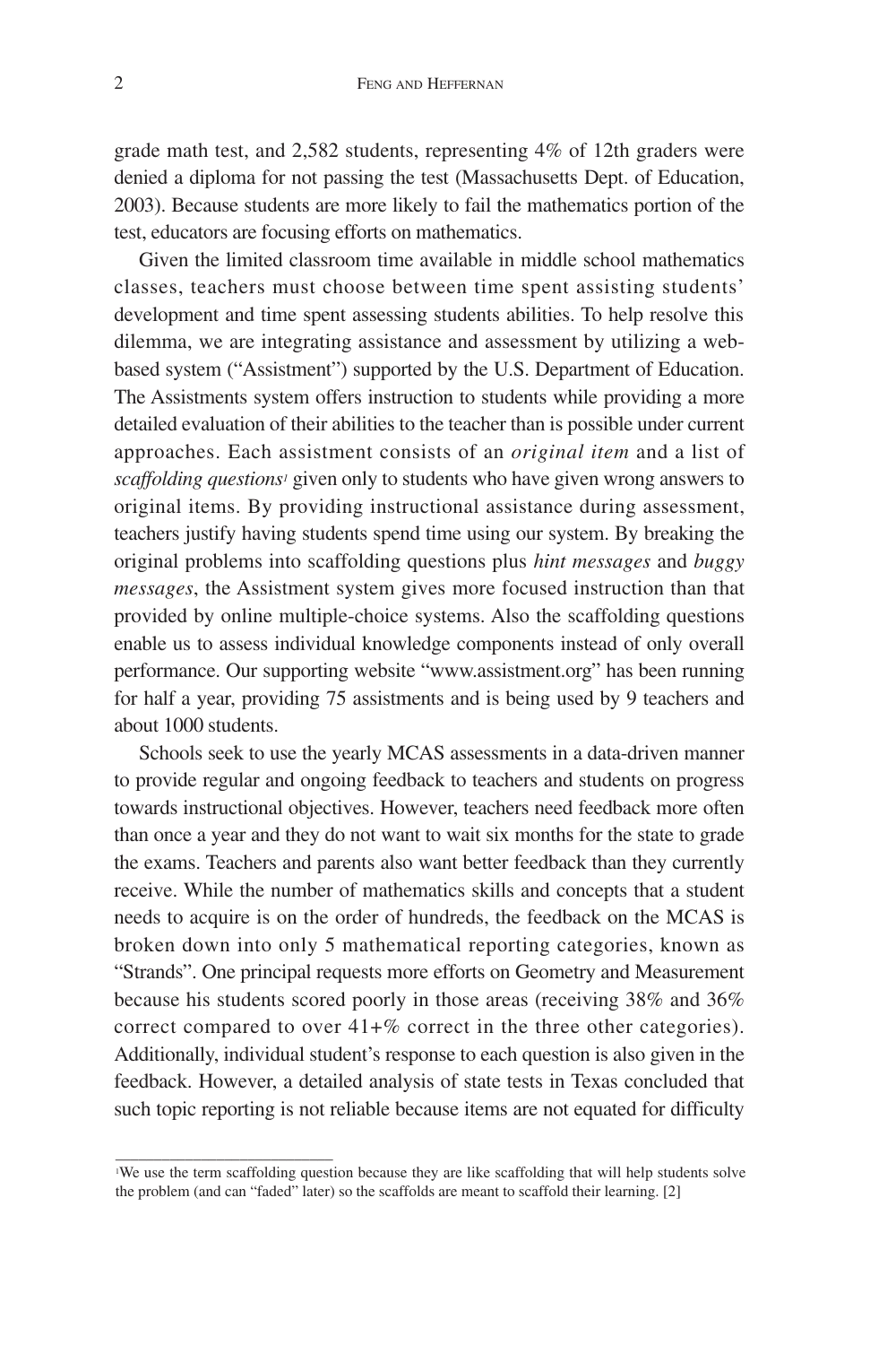grade math test, and 2,582 students, representing 4% of 12th graders were denied a diploma for not passing the test (Massachusetts Dept. of Education, 2003). Because students are more likely to fail the mathematics portion of the test, educators are focusing efforts on mathematics.

Given the limited classroom time available in middle school mathematics classes, teachers must choose between time spent assisting students' development and time spent assessing students abilities. To help resolve this dilemma, we are integrating assistance and assessment by utilizing a web-based system ("Assistment") supported by the U.S. Department of Education. The Assistments system offers instruction to students while providing a more detailed evaluation of their abilities to the teacher than is possible under current approaches. Each assistment consists of an *original item* and a list of *scaffolding questions*[1] given only to students who have given wrong answers to original items. By providing instructional assistance during assessment, teachers justify having students spend time using our system. By breaking the original problems into scaffolding questions plus *hint messages* and *buggy messages*, the Assistment system gives more focused instruction than that provided by online multiple-choice systems. Also the scaffolding questions enable us to assess individual knowledge components instead of only overall performance. Our supporting website "www.assistment.org" has been running for half a year, providing 75 assistments and is being used by 9 teachers and about 1000 students.

Schools seek to use the yearly MCAS assessments in a data-driven manner to provide regular and ongoing feedback to teachers and students on progress towards instructional objectives. However, teachers need feedback more often than once a year and they do not want to wait six months for the state to grade the exams. Teachers and parents also want better feedback than they currently receive. While the number of mathematics skills and concepts that a student needs to acquire is on the order of hundreds, the feedback on the MCAS is broken down into only 5 mathematical reporting categories, known as "Strands". One principal requests more efforts on Geometry and Measurement because his students scored poorly in those areas (receiving 38% and 36% correct compared to over 41+% correct in the three other categories). Additionally, individual student's response to each question is also given in the feedback. However, a detailed analysis of state tests in Texas concluded that such topic reporting is not reliable because items are not equated for difficulty

---

[1] We use the term scaffolding question because they are like scaffolding that will help students solve the problem (and can "faded" later) so the scaffolds are meant to scaffold their learning. [2]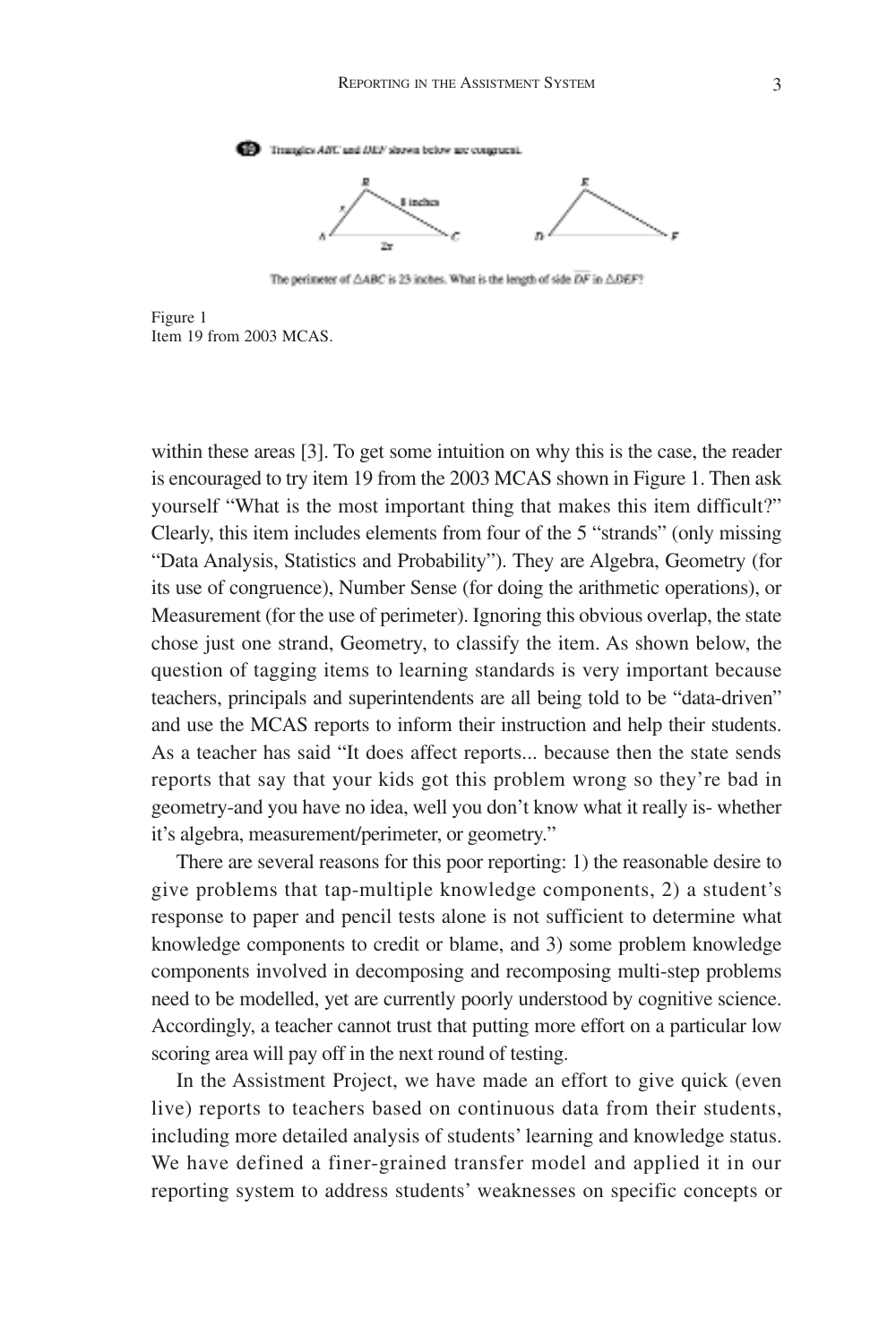Triangles $ABC$ and $DEF$ shown below are congruent.

The perimeter of $\triangle ABC$ is 23 inches. What is the length of side $\overline{DF}$ in $\triangle DEF$?

Figure 1
Item 19 from 2003 MCAS.

within these areas [3]. To get some intuition on why this is the case, the reader is encouraged to try item 19 from the 2003 MCAS shown in Figure 1. Then ask yourself "What is the most important thing that makes this item difficult?" Clearly, this item includes elements from four of the 5 "strands" (only missing "Data Analysis, Statistics and Probability"). They are Algebra, Geometry (for its use of congruence), Number Sense (for doing the arithmetic operations), or Measurement (for the use of perimeter). Ignoring this obvious overlap, the state chose just one strand, Geometry, to classify the item. As shown below, the question of tagging items to learning standards is very important because teachers, principals and superintendents are all being told to be "data-driven" and use the MCAS reports to inform their instruction and help their students. As a teacher has said "It does affect reports... because then the state sends reports that say that your kids got this problem wrong so they're bad in geometry-and you have no idea, well you don't know what it really is- whether it's algebra, measurement/perimeter, or geometry."

There are several reasons for this poor reporting: 1) the reasonable desire to give problems that tap-multiple knowledge components, 2) a student's response to paper and pencil tests alone is not sufficient to determine what knowledge components to credit or blame, and 3) some problem knowledge components involved in decomposing and recomposing multi-step problems need to be modelled, yet are currently poorly understood by cognitive science. Accordingly, a teacher cannot trust that putting more effort on a particular low scoring area will pay off in the next round of testing.

In the Assistment Project, we have made an effort to give quick (even live) reports to teachers based on continuous data from their students, including more detailed analysis of students' learning and knowledge status. We have defined a finer-grained transfer model and applied it in our reporting system to address students' weaknesses on specific concepts or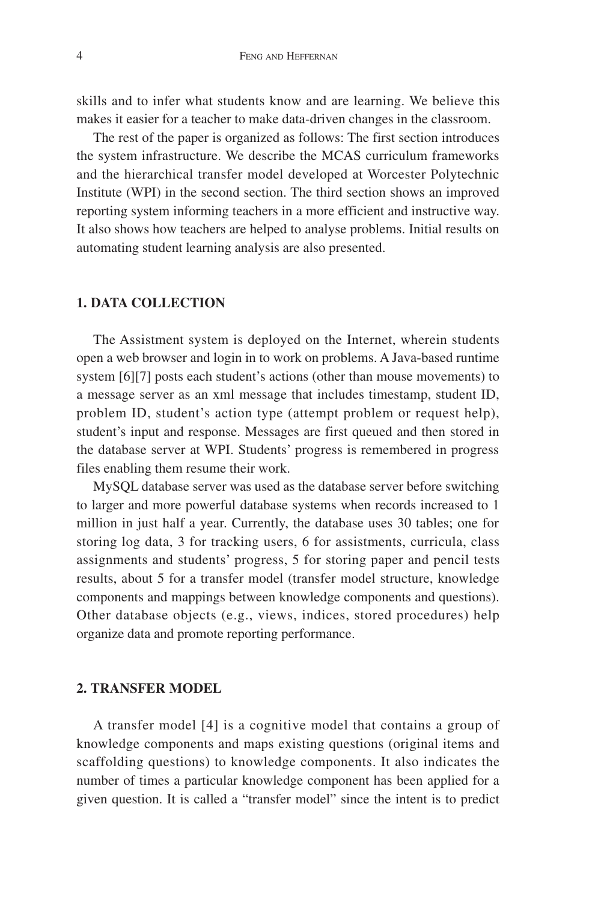skills and to infer what students know and are learning. We believe this makes it easier for a teacher to make data-driven changes in the classroom.

The rest of the paper is organized as follows: The first section introduces the system infrastructure. We describe the MCAS curriculum frameworks and the hierarchical transfer model developed at Worcester Polytechnic Institute (WPI) in the second section. The third section shows an improved reporting system informing teachers in a more efficient and instructive way. It also shows how teachers are helped to analyse problems. Initial results on automating student learning analysis are also presented.

## 1. DATA COLLECTION

The Assistment system is deployed on the Internet, wherein students open a web browser and login in to work on problems. A Java-based runtime system [6][7] posts each student's actions (other than mouse movements) to a message server as an xml message that includes timestamp, student ID, problem ID, student's action type (attempt problem or request help), student's input and response. Messages are first queued and then stored in the database server at WPI. Students' progress is remembered in progress files enabling them resume their work.

MySQL database server was used as the database server before switching to larger and more powerful database systems when records increased to 1 million in just half a year. Currently, the database uses 30 tables; one for storing log data, 3 for tracking users, 6 for assistments, curricula, class assignments and students' progress, 5 for storing paper and pencil tests results, about 5 for a transfer model (transfer model structure, knowledge components and mappings between knowledge components and questions). Other database objects (e.g., views, indices, stored procedures) help organize data and promote reporting performance.

## 2. TRANSFER MODEL

A transfer model [4] is a cognitive model that contains a group of knowledge components and maps existing questions (original items and scaffolding questions) to knowledge components. It also indicates the number of times a particular knowledge component has been applied for a given question. It is called a "transfer model" since the intent is to predict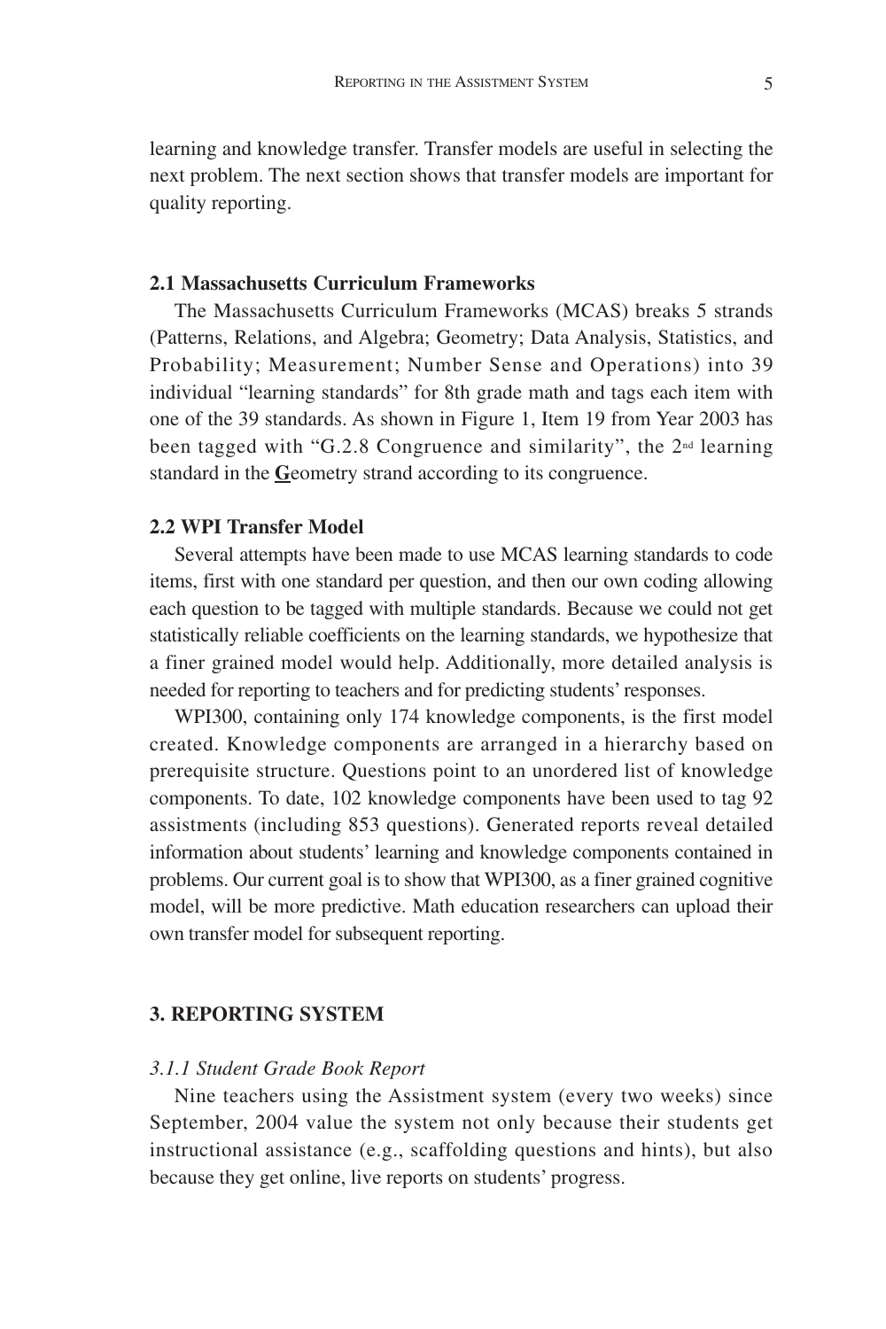learning and knowledge transfer. Transfer models are useful in selecting the next problem. The next section shows that transfer models are important for quality reporting.

### 2.1 Massachusetts Curriculum Frameworks

The Massachusetts Curriculum Frameworks (MCAS) breaks 5 strands (Patterns, Relations, and Algebra; Geometry; Data Analysis, Statistics, and Probability; Measurement; Number Sense and Operations) into 39 individual "learning standards" for 8th grade math and tags each item with one of the 39 standards. As shown in Figure 1, Item 19 from Year 2003 has been tagged with "G.2.8 Congruence and similarity", the 2nd learning standard in the **G**eometry strand according to its congruence.

### 2.2 WPI Transfer Model

Several attempts have been made to use MCAS learning standards to code items, first with one standard per question, and then our own coding allowing each question to be tagged with multiple standards. Because we could not get statistically reliable coefficients on the learning standards, we hypothesize that a finer grained model would help. Additionally, more detailed analysis is needed for reporting to teachers and for predicting students' responses.

WPI300, containing only 174 knowledge components, is the first model created. Knowledge components are arranged in a hierarchy based on prerequisite structure. Questions point to an unordered list of knowledge components. To date, 102 knowledge components have been used to tag 92 assistments (including 853 questions). Generated reports reveal detailed information about students' learning and knowledge components contained in problems. Our current goal is to show that WPI300, as a finer grained cognitive model, will be more predictive. Math education researchers can upload their own transfer model for subsequent reporting.

## 3. REPORTING SYSTEM

#### *3.1.1 Student Grade Book Report*

Nine teachers using the Assistment system (every two weeks) since September, 2004 value the system not only because their students get instructional assistance (e.g., scaffolding questions and hints), but also because they get online, live reports on students' progress.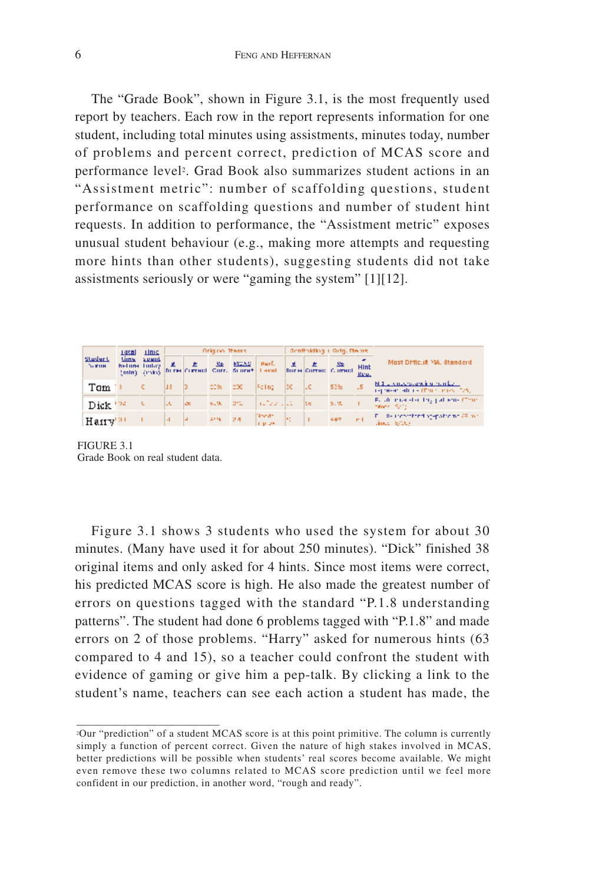The "Grade Book", shown in Figure 3.1, is the most frequently used report by teachers. Each row in the report represents information for one student, including total minutes using assistments, minutes today, number of problems and percent correct, prediction of MCAS score and performance level[2]. Grad Book also summarizes student actions in an "Assistment metric": number of scaffolding questions, student performance on scaffolding questions and number of student hint requests. In addition to performance, the "Assistment metric" exposes unusual student behaviour (e.g., making more attempts and requesting more hints than other students), suggesting students did not take assistments seriously or were "gaming the system" [1][12].

FIGURE 3.1
Grade Book on real student data.

Figure 3.1 shows 3 students who used the system for about 30 minutes. (Many have used it for about 250 minutes). "Dick" finished 38 original items and only asked for 4 hints. Since most items were correct, his predicted MCAS score is high. He also made the greatest number of errors on questions tagged with the standard "P.1.8 understanding patterns". The student had done 6 problems tagged with "P.1.8" and made errors on 2 of those problems. "Harry" asked for numerous hints (63 compared to 4 and 15), so a teacher could confront the student with evidence of gaming or give him a pep-talk. By clicking a link to the student's name, teachers can see each action a student has made, the

[2]Our "prediction" of a student MCAS score is at this point primitive. The column is currently simply a function of percent correct. Given the nature of high stakes involved in MCAS, better predictions will be possible when students' real scores become available. We might even remove these two columns related to MCAS score prediction until we feel more confident in our prediction, in another word, "rough and ready".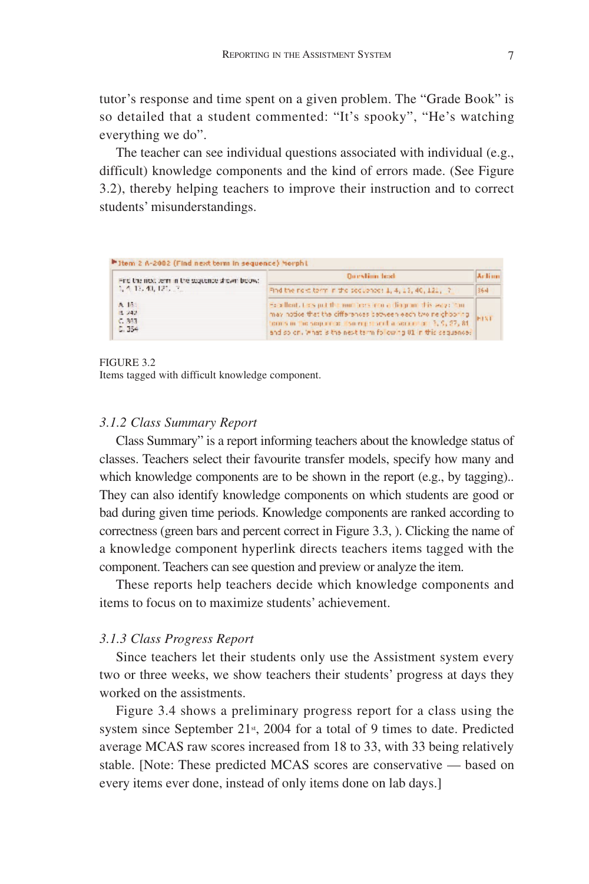tutor's response and time spent on a given problem. The "Grade Book" is so detailed that a student commented: "It's spooky", "He's watching everything we do".

The teacher can see individual questions associated with individual (e.g., difficult) knowledge components and the kind of errors made. (See Figure 3.2), thereby helping teachers to improve their instruction and to correct students' misunderstandings.

FIGURE 3.2
Items tagged with difficult knowledge component.

### *3.1.2 Class Summary Report*

Class Summary" is a report informing teachers about the knowledge status of classes. Teachers select their favourite transfer models, specify how many and which knowledge components are to be shown in the report (e.g., by tagging).. They can also identify knowledge components on which students are good or bad during given time periods. Knowledge components are ranked according to correctness (green bars and percent correct in Figure 3.3, ). Clicking the name of a knowledge component hyperlink directs teachers items tagged with the component. Teachers can see question and preview or analyze the item.

These reports help teachers decide which knowledge components and items to focus on to maximize students' achievement.

### *3.1.3 Class Progress Report*

Since teachers let their students only use the Assistment system every two or three weeks, we show teachers their students' progress at days they worked on the assistments.

Figure 3.4 shows a preliminary progress report for a class using the system since September 21st, 2004 for a total of 9 times to date. Predicted average MCAS raw scores increased from 18 to 33, with 33 being relatively stable. [Note: These predicted MCAS scores are conservative — based on every items ever done, instead of only items done on lab days.]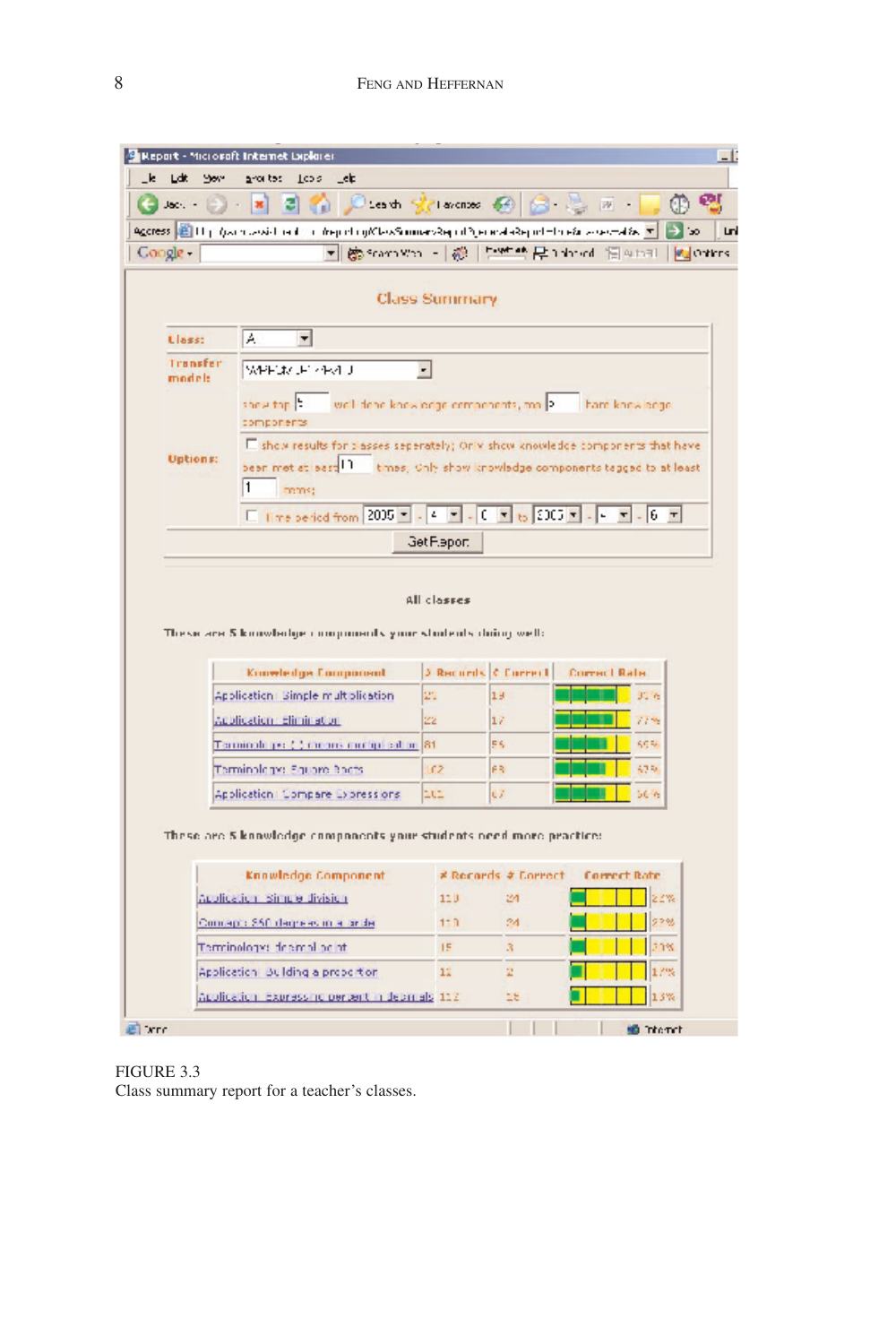Class Summary

| | |
|---|---|
| Class: | A |
| Transfer model: | WPI-Apr-2005 |
| Options: | show top 5 well done knowledge components, top 5 hard knowledge components |
| | show results for classes seperately; Only show knowledge components that have been met at least 10 times; Only show knowledge components tagged to at least 1 items; |
| | Time period from 2005 - 4 - 0 to 2005 - 6 - 6 |

Get Report

All classes

These are 5 knowledge components your students doing well:

| Knowledge Component | # Records | # Correct | Correct Rate |
|---|---|---|---|
| Application: Simple multiplication | 21 | 18 | 86% |
| Application: Elimination | 22 | 17 | 77% |
| Terminology: ... | 81 | 55 | 68% |
| Terminology: Square Roots | 102 | 68 | 67% |
| Application: Compare Expressions | 101 | 67 | 66% |

These are 5 knowledge components your students need more practice:

| Knowledge Component | # Records | # Correct | Correct Rate |
|---|---|---|---|
| Application: Simple division | 110 | 24 | 22% |
| Concept: 360 degrees in a circle | 110 | 24 | 22% |
| Terminology: decimal point | 15 | 3 | 20% |
| Application: Building a proportion | 12 | 2 | 17% |
| Application: Expressing percent in decimals | 112 | 15 | 13% |

FIGURE 3.3
Class summary report for a teacher's classes.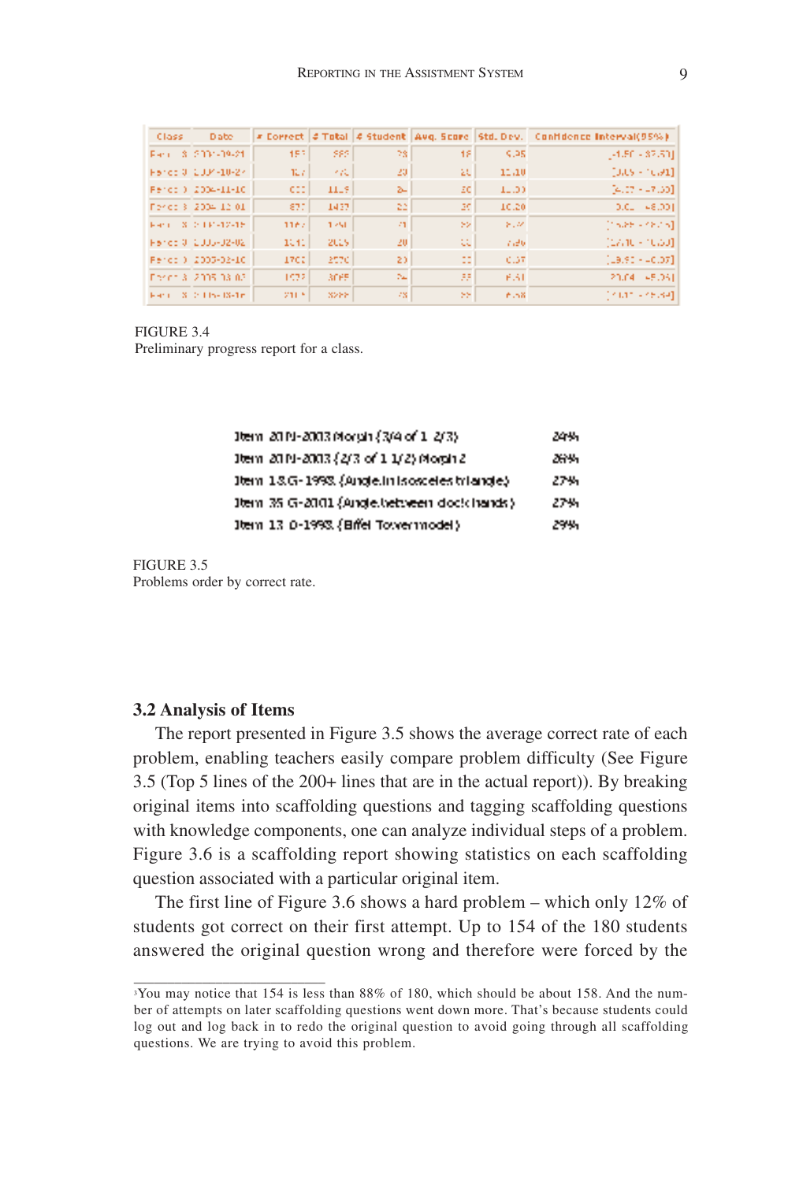FIGURE 3.4
Preliminary progress report for a class.

Item 20 M-2003 Morph (3/4 of 1 2/3) 24%
Item 20 M-2003 (2/3 of 1 1/2) Morph 2 26%
Item 18 G-1998 (Angle in isosceles triangle) 27%
Item 35 G-2001 (Angle between clock hands) 27%
Item 13 D-1998 (Eiffel Tower model) 29%

FIGURE 3.5
Problems order by correct rate.

### 3.2 Analysis of Items

The report presented in Figure 3.5 shows the average correct rate of each problem, enabling teachers easily compare problem difficulty (See Figure 3.5 (Top 5 lines of the 200+ lines that are in the actual report)). By breaking original items into scaffolding questions and tagging scaffolding questions with knowledge components, one can analyze individual steps of a problem. Figure 3.6 is a scaffolding report showing statistics on each scaffolding question associated with a particular original item.

The first line of Figure 3.6 shows a hard problem – which only 12% of students got correct on their first attempt. Up to 154 of the 180 students answered the original question wrong and therefore were forced by the

---

[3]You may notice that 154 is less than 88% of 180, which should be about 158. And the number of attempts on later scaffolding questions went down more. That's because students could log out and log back in to redo the original question to avoid going through all scaffolding questions. We are trying to avoid this problem.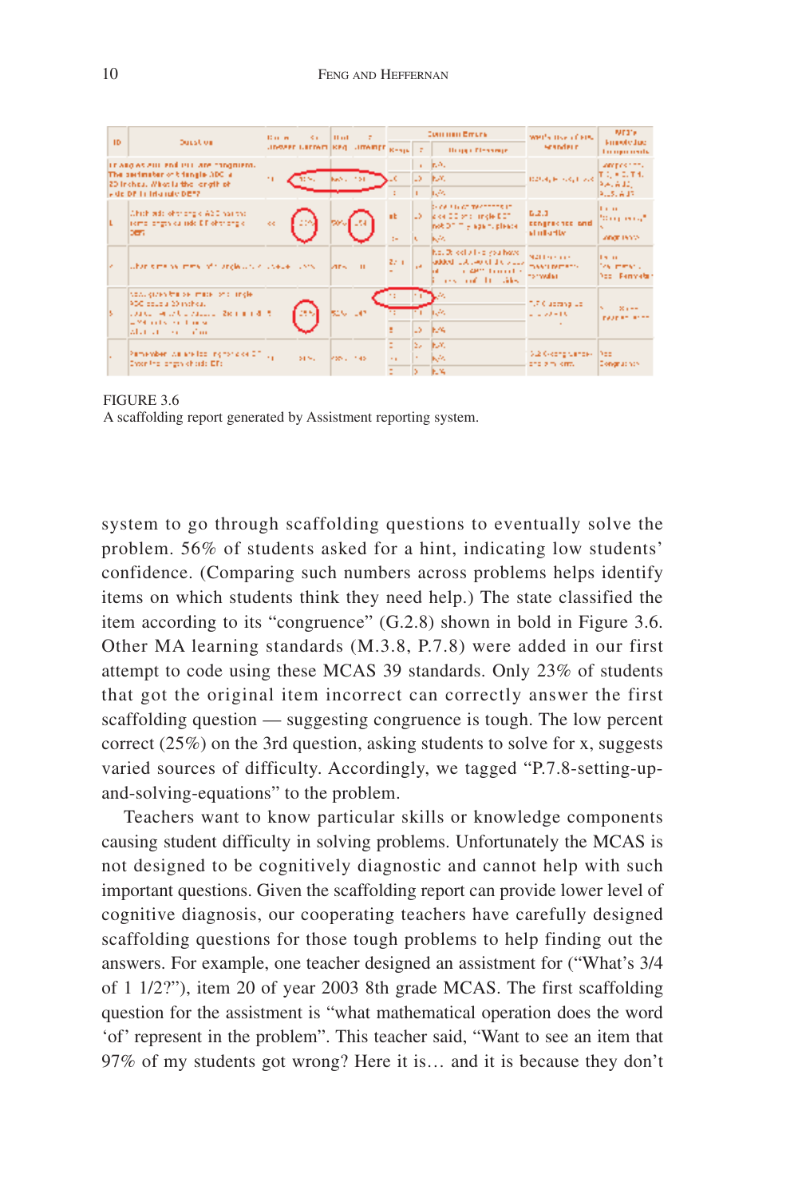FIGURE 3.6
A scaffolding report generated by Assistment reporting system.

system to go through scaffolding questions to eventually solve the problem. 56% of students asked for a hint, indicating low students' confidence. (Comparing such numbers across problems helps identify items on which students think they need help.) The state classified the item according to its "congruence" (G.2.8) shown in bold in Figure 3.6. Other MA learning standards (M.3.8, P.7.8) were added in our first attempt to code using these MCAS 39 standards. Only 23% of students that got the original item incorrect can correctly answer the first scaffolding question — suggesting congruence is tough. The low percent correct (25%) on the 3rd question, asking students to solve for x, suggests varied sources of difficulty. Accordingly, we tagged "P.7.8-setting-up-and-solving-equations" to the problem.

Teachers want to know particular skills or knowledge components causing student difficulty in solving problems. Unfortunately the MCAS is not designed to be cognitively diagnostic and cannot help with such important questions. Given the scaffolding report can provide lower level of cognitive diagnosis, our cooperating teachers have carefully designed scaffolding questions for those tough problems to help finding out the answers. For example, one teacher designed an assistment for ("What's 3/4 of 1 1/2?"), item 20 of year 2003 8th grade MCAS. The first scaffolding question for the assistment is "what mathematical operation does the word 'of' represent in the problem". This teacher said, "Want to see an item that 97% of my students got wrong? Here it is… and it is because they don't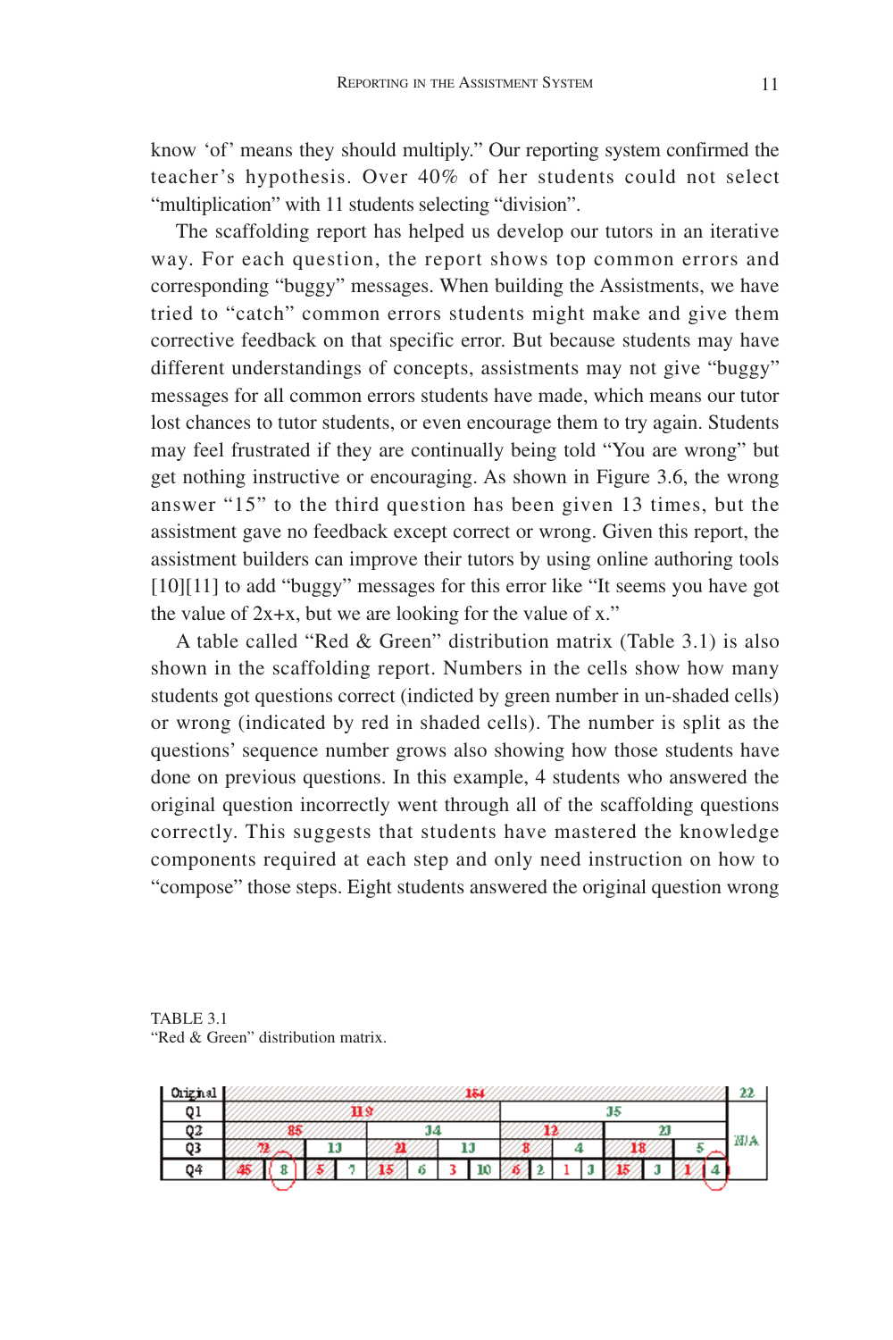know 'of' means they should multiply." Our reporting system confirmed the teacher's hypothesis. Over 40% of her students could not select "multiplication" with 11 students selecting "division".

The scaffolding report has helped us develop our tutors in an iterative way. For each question, the report shows top common errors and corresponding "buggy" messages. When building the Assistments, we have tried to "catch" common errors students might make and give them corrective feedback on that specific error. But because students may have different understandings of concepts, assistments may not give "buggy" messages for all common errors students have made, which means our tutor lost chances to tutor students, or even encourage them to try again. Students may feel frustrated if they are continually being told "You are wrong" but get nothing instructive or encouraging. As shown in Figure 3.6, the wrong answer "15" to the third question has been given 13 times, but the assistment gave no feedback except correct or wrong. Given this report, the assistment builders can improve their tutors by using online authoring tools [10][11] to add "buggy" messages for this error like "It seems you have got the value of 2x+x, but we are looking for the value of x."

A table called "Red & Green" distribution matrix (Table 3.1) is also shown in the scaffolding report. Numbers in the cells show how many students got questions correct (indicted by green number in un-shaded cells) or wrong (indicated by red in shaded cells). The number is split as the questions' sequence number grows also showing how those students have done on previous questions. In this example, 4 students who answered the original question incorrectly went through all of the scaffolding questions correctly. This suggests that students have mastered the knowledge components required at each step and only need instruction on how to "compose" those steps. Eight students answered the original question wrong

TABLE 3.1
"Red & Green" distribution matrix.

| Original | 164 | | | | | | | | | | | | | | | | 22 |
|---|---|---|---|---|---|---|---|---|---|---|---|---|---|---|---|---|---|
| Q1 | 119 | | | | | | | | 35 | | | | | | | | N/A |
| Q2 | 85 | | | | 34 | | | | 12 | | | | 23 | | | | |
| Q3 | 72 | | 13 | | 21 | | 13 | | 8 | | 4 | | 18 | | 5 | | |
| Q4 | 45 | 8 | 5 | 7 | 15 | 6 | 3 | 10 | 6 | 2 | 1 | 3 | 15 | 3 | 1 | 4 | |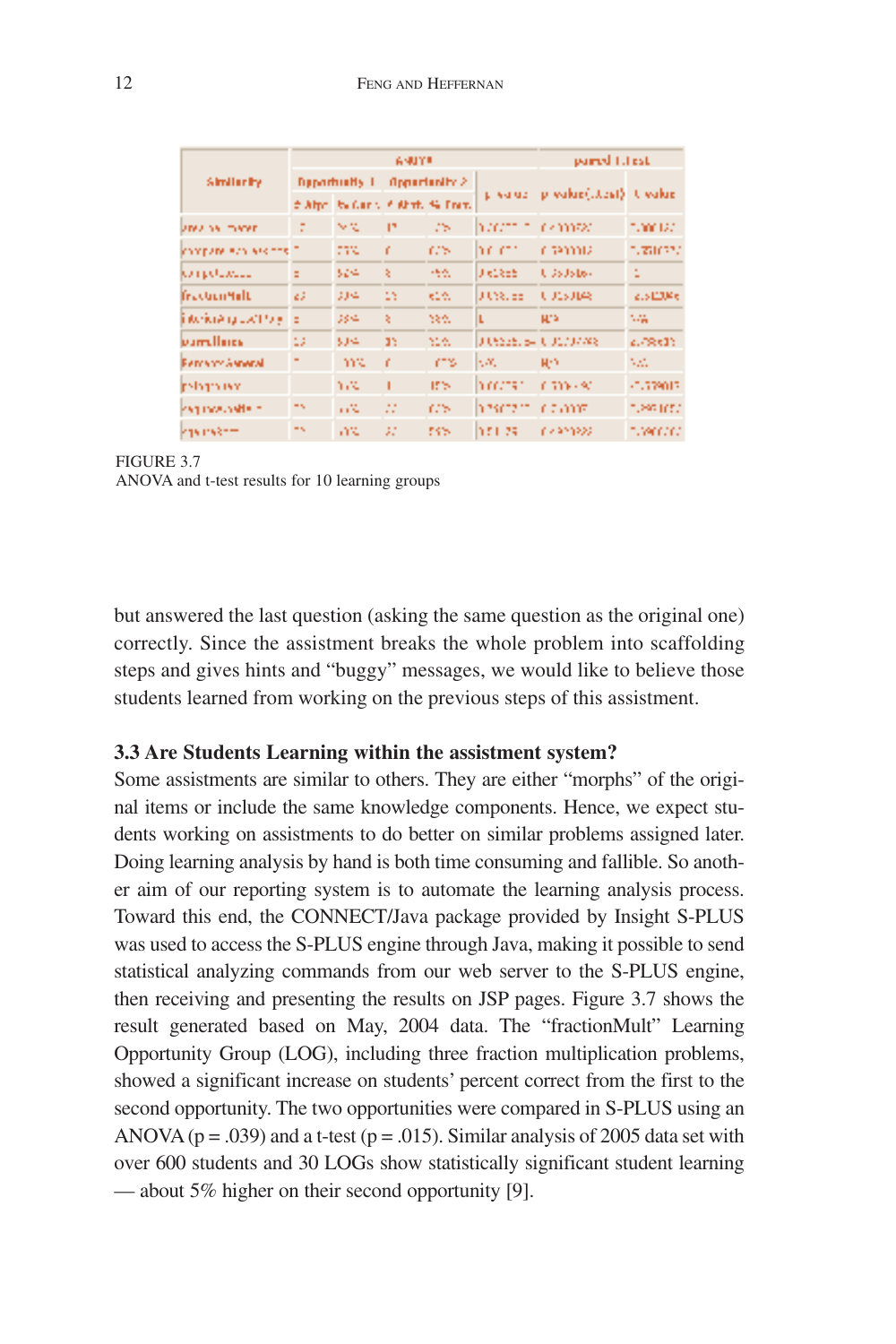FIGURE 3.7
ANOVA and t-test results for 10 learning groups

but answered the last question (asking the same question as the original one) correctly. Since the assistment breaks the whole problem into scaffolding steps and gives hints and "buggy" messages, we would like to believe those students learned from working on the previous steps of this assistment.

### 3.3 Are Students Learning within the assistment system?

Some assistments are similar to others. They are either "morphs" of the original items or include the same knowledge components. Hence, we expect students working on assistments to do better on similar problems assigned later. Doing learning analysis by hand is both time consuming and fallible. So another aim of our reporting system is to automate the learning analysis process. Toward this end, the CONNECT/Java package provided by Insight S-PLUS was used to access the S-PLUS engine through Java, making it possible to send statistical analyzing commands from our web server to the S-PLUS engine, then receiving and presenting the results on JSP pages. Figure 3.7 shows the result generated based on May, 2004 data. The "fractionMult" Learning Opportunity Group (LOG), including three fraction multiplication problems, showed a significant increase on students' percent correct from the first to the second opportunity. The two opportunities were compared in S-PLUS using an ANOVA ($p = .039$) and a t-test ($p = .015$). Similar analysis of 2005 data set with over 600 students and 30 LOGs show statistically significant student learning — about 5% higher on their second opportunity [9].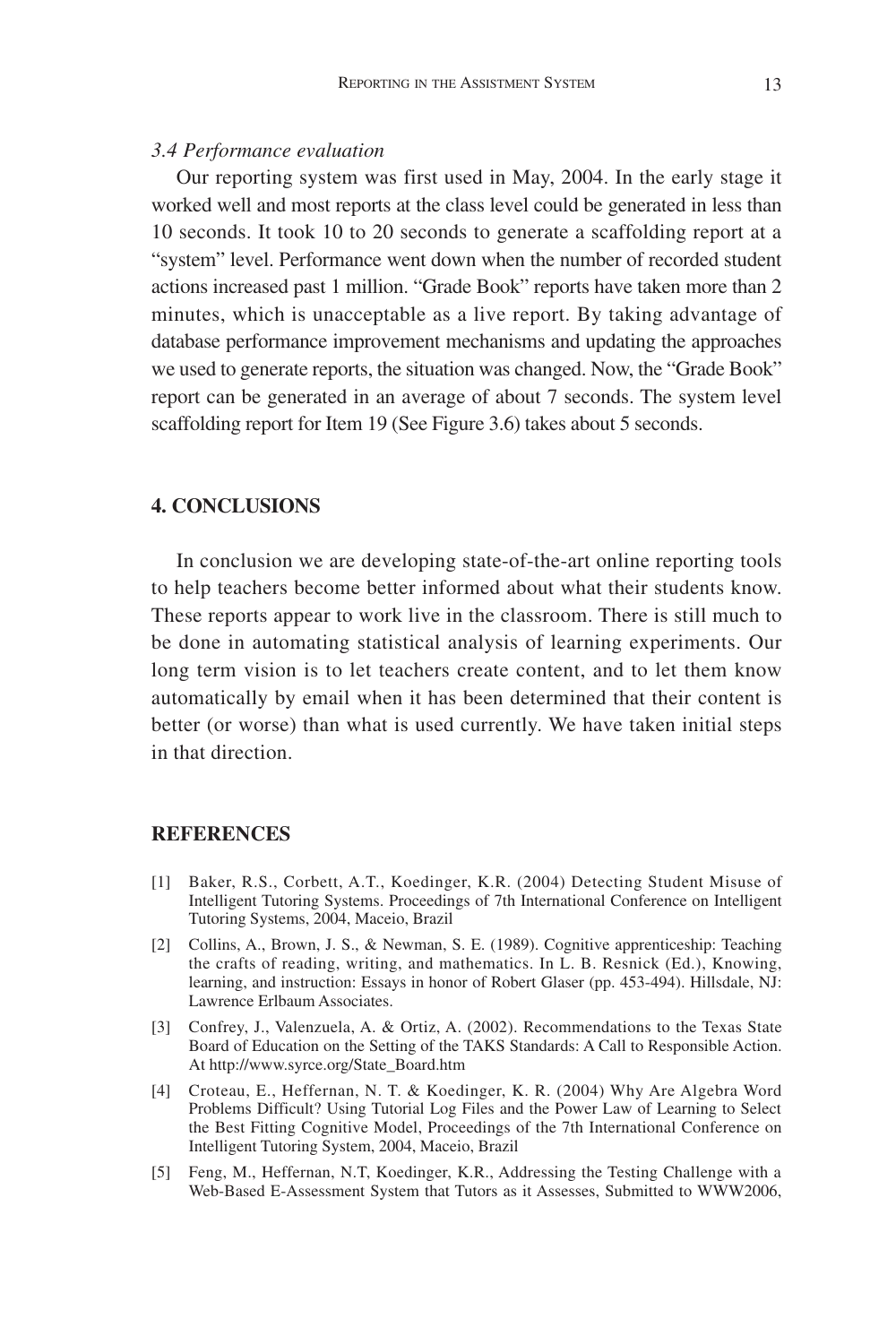### 3.4 Performance evaluation

Our reporting system was first used in May, 2004. In the early stage it worked well and most reports at the class level could be generated in less than 10 seconds. It took 10 to 20 seconds to generate a scaffolding report at a "system" level. Performance went down when the number of recorded student actions increased past 1 million. "Grade Book" reports have taken more than 2 minutes, which is unacceptable as a live report. By taking advantage of database performance improvement mechanisms and updating the approaches we used to generate reports, the situation was changed. Now, the "Grade Book" report can be generated in an average of about 7 seconds. The system level scaffolding report for Item 19 (See Figure 3.6) takes about 5 seconds.

## 4. CONCLUSIONS

In conclusion we are developing state-of-the-art online reporting tools to help teachers become better informed about what their students know. These reports appear to work live in the classroom. There is still much to be done in automating statistical analysis of learning experiments. Our long term vision is to let teachers create content, and to let them know automatically by email when it has been determined that their content is better (or worse) than what is used currently. We have taken initial steps in that direction.

## REFERENCES

[1] Baker, R.S., Corbett, A.T., Koedinger, K.R. (2004) Detecting Student Misuse of Intelligent Tutoring Systems. Proceedings of 7th International Conference on Intelligent Tutoring Systems, 2004, Maceio, Brazil

[2] Collins, A., Brown, J. S., & Newman, S. E. (1989). Cognitive apprenticeship: Teaching the crafts of reading, writing, and mathematics. In L. B. Resnick (Ed.), Knowing, learning, and instruction: Essays in honor of Robert Glaser (pp. 453-494). Hillsdale, NJ: Lawrence Erlbaum Associates.

[3] Confrey, J., Valenzuela, A. & Ortiz, A. (2002). Recommendations to the Texas State Board of Education on the Setting of the TAKS Standards: A Call to Responsible Action. At http://www.syrce.org/State_Board.htm

[4] Croteau, E., Heffernan, N. T. & Koedinger, K. R. (2004) Why Are Algebra Word Problems Difficult? Using Tutorial Log Files and the Power Law of Learning to Select the Best Fitting Cognitive Model, Proceedings of the 7th International Conference on Intelligent Tutoring System, 2004, Maceio, Brazil

[5] Feng, M., Heffernan, N.T, Koedinger, K.R., Addressing the Testing Challenge with a Web-Based E-Assessment System that Tutors as it Assesses, Submitted to WWW2006,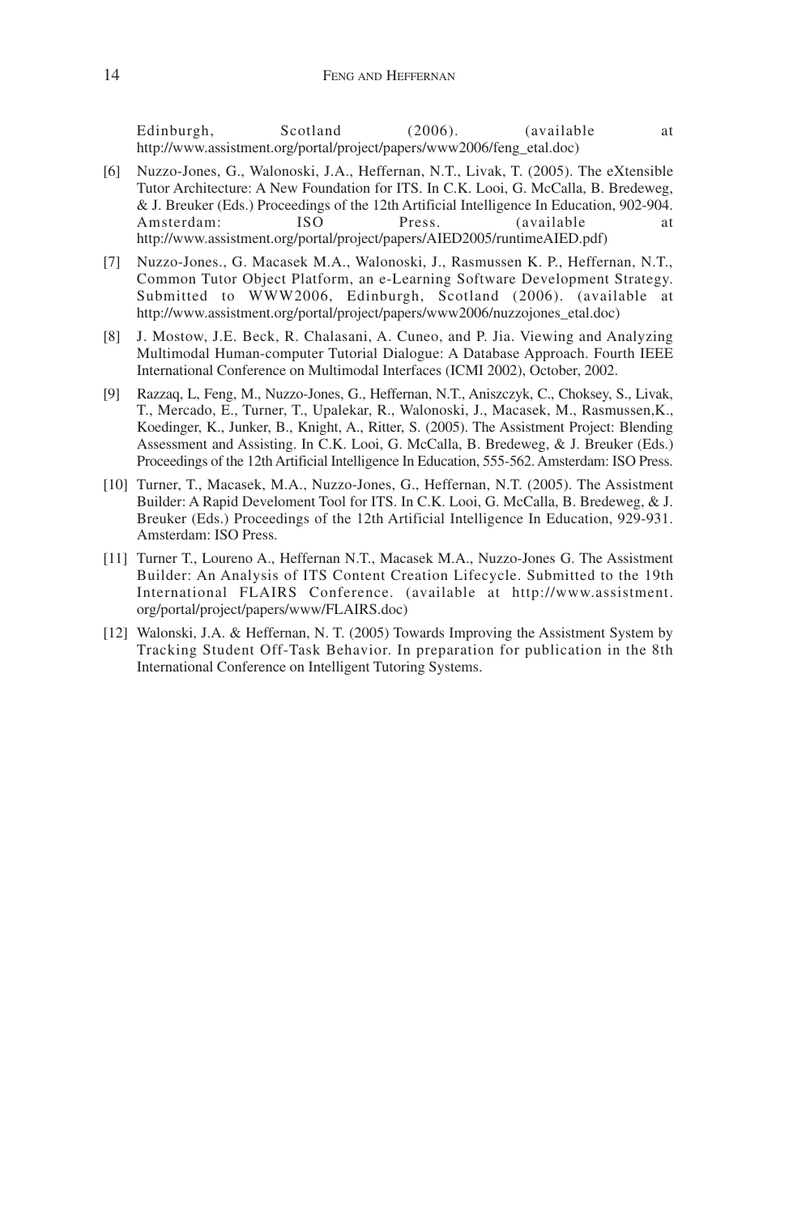Edinburgh, Scotland (2006). (available at http://www.assistment.org/portal/project/papers/www2006/feng_etal.doc)

[6] Nuzzo-Jones, G., Walonoski, J.A., Heffernan, N.T., Livak, T. (2005). The eXtensible Tutor Architecture: A New Foundation for ITS. In C.K. Looi, G. McCalla, B. Bredeweg, & J. Breuker (Eds.) Proceedings of the 12th Artificial Intelligence In Education, 902-904. Amsterdam: ISO Press. (available at http://www.assistment.org/portal/project/papers/AIED2005/runtimeAIED.pdf)

[7] Nuzzo-Jones., G. Macasek M.A., Walonoski, J., Rasmussen K. P., Heffernan, N.T., Common Tutor Object Platform, an e-Learning Software Development Strategy. Submitted to WWW2006, Edinburgh, Scotland (2006). (available at http://www.assistment.org/portal/project/papers/www2006/nuzzojones_etal.doc)

[8] J. Mostow, J.E. Beck, R. Chalasani, A. Cuneo, and P. Jia. Viewing and Analyzing Multimodal Human-computer Tutorial Dialogue: A Database Approach. Fourth IEEE International Conference on Multimodal Interfaces (ICMI 2002), October, 2002.

[9] Razzaq, L, Feng, M., Nuzzo-Jones, G., Heffernan, N.T., Aniszczyk, C., Choksey, S., Livak, T., Mercado, E., Turner, T., Upalekar, R., Walonoski, J., Macasek, M., Rasmussen,K., Koedinger, K., Junker, B., Knight, A., Ritter, S. (2005). The Assistment Project: Blending Assessment and Assisting. In C.K. Looi, G. McCalla, B. Bredeweg, & J. Breuker (Eds.) Proceedings of the 12th Artificial Intelligence In Education, 555-562. Amsterdam: ISO Press.

[10] Turner, T., Macasek, M.A., Nuzzo-Jones, G., Heffernan, N.T. (2005). The Assistment Builder: A Rapid Develoment Tool for ITS. In C.K. Looi, G. McCalla, B. Bredeweg, & J. Breuker (Eds.) Proceedings of the 12th Artificial Intelligence In Education, 929-931. Amsterdam: ISO Press.

[11] Turner T., Loureno A., Heffernan N.T., Macasek M.A., Nuzzo-Jones G. The Assistment Builder: An Analysis of ITS Content Creation Lifecycle. Submitted to the 19th International FLAIRS Conference. (available at http://www.assistment.org/portal/project/papers/www/FLAIRS.doc)

[12] Walonski, J.A. & Heffernan, N. T. (2005) Towards Improving the Assistment System by Tracking Student Off-Task Behavior. In preparation for publication in the 8th International Conference on Intelligent Tutoring Systems.